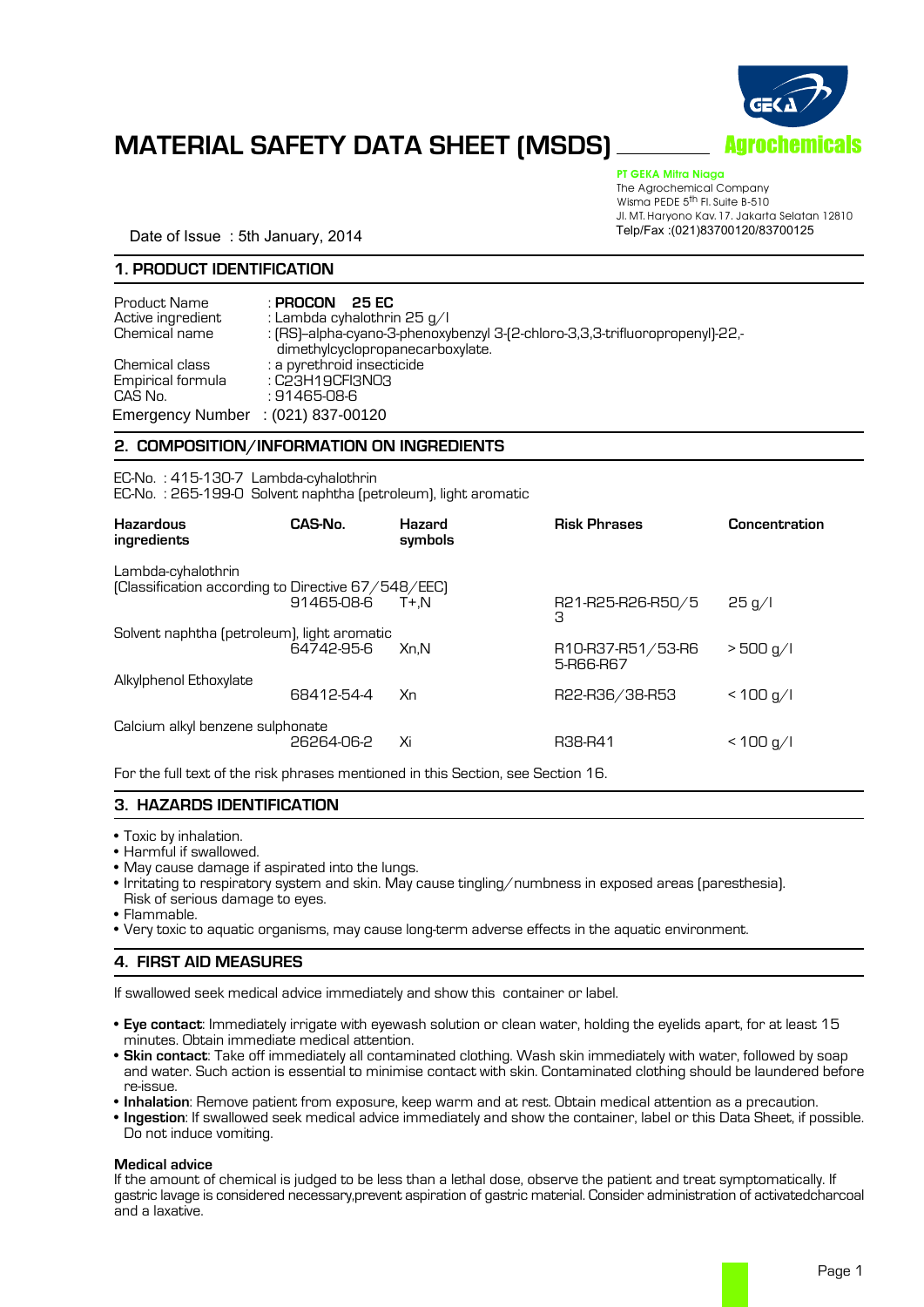# MATERIAL SAFETY DATA SHEET (MSDS)

**Agrochemicals**

**PT GEKA Mitra Niaga**
The Agrochemical Company
Wisma PEDE 5th Fl. Suite B-510
Jl. MT. Haryono Kav. 17. Jakarta Selatan 12810
Telp/Fax :(021)83700120/83700125

Date of Issue : 5th January, 2014

## 1. PRODUCT IDENTIFICATION

| | |
|---|---|
| Product Name | : **PROCON 25 EC** |
| Active ingredient | : Lambda cyhalothrin 25 g/l |
| Chemical name | : (RS)-alpha-cyano-3-phenoxybenzyl 3-(2-chloro-3,3,3-trifluoropropenyl)-22,-dimethylcyclopropanecarboxylate. |
| Chemical class | : a pyrethroid insecticide |
| Empirical formula | : C23H19CFI3NO3 |
| CAS No. | : 91465-08-6 |
| Emergency Number | : (021) 837-00120 |

## 2. COMPOSITION/INFORMATION ON INGREDIENTS

EC-No. : 415-130-7 Lambda-cyhalothrin
EC-No. : 265-199-0 Solvent naphtha (petroleum), light aromatic

| Hazardous ingredients | CAS-No. | Hazard symbols | Risk Phrases | Concentration |
|---|---|---|---|---|
| Lambda-cyhalothrin (Classification according to Directive 67/548/EEC) | 91465-08-6 | T+,N | R21-R25-R26-R50/53 | 25 g/l |
| Solvent naphtha (petroleum), light aromatic | 64742-95-6 | Xn,N | R10-R37-R51/53-R65-R66-R67 | > 500 g/l |
| Alkylphenol Ethoxylate | 68412-54-4 | Xn | R22-R36/38-R53 | < 100 g/l |
| Calcium alkyl benzene sulphonate | 26264-06-2 | Xi | R38-R41 | < 100 g/l |

For the full text of the risk phrases mentioned in this Section, see Section 16.

## 3. HAZARDS IDENTIFICATION

- Toxic by inhalation.
- Harmful if swallowed.
- May cause damage if aspirated into the lungs.
- Irritating to respiratory system and skin. May cause tingling/numbness in exposed areas (paresthesia). Risk of serious damage to eyes.
- Flammable.
- Very toxic to aquatic organisms, may cause long-term adverse effects in the aquatic environment.

## 4. FIRST AID MEASURES

If swallowed seek medical advice immediately and show this container or label.

- **Eye contact**: Immediately irrigate with eyewash solution or clean water, holding the eyelids apart, for at least 15 minutes. Obtain immediate medical attention.
- **Skin contact**: Take off immediately all contaminated clothing. Wash skin immediately with water, followed by soap and water. Such action is essential to minimise contact with skin. Contaminated clothing should be laundered before re-issue.
- **Inhalation**: Remove patient from exposure, keep warm and at rest. Obtain medical attention as a precaution.
- **Ingestion**: If swallowed seek medical advice immediately and show the container, label or this Data Sheet, if possible. Do not induce vomiting.

**Medical advice**
If the amount of chemical is judged to be less than a lethal dose, observe the patient and treat symptomatically. If gastric lavage is considered necessary,prevent aspiration of gastric material. Consider administration of activatedcharcoal and a laxative.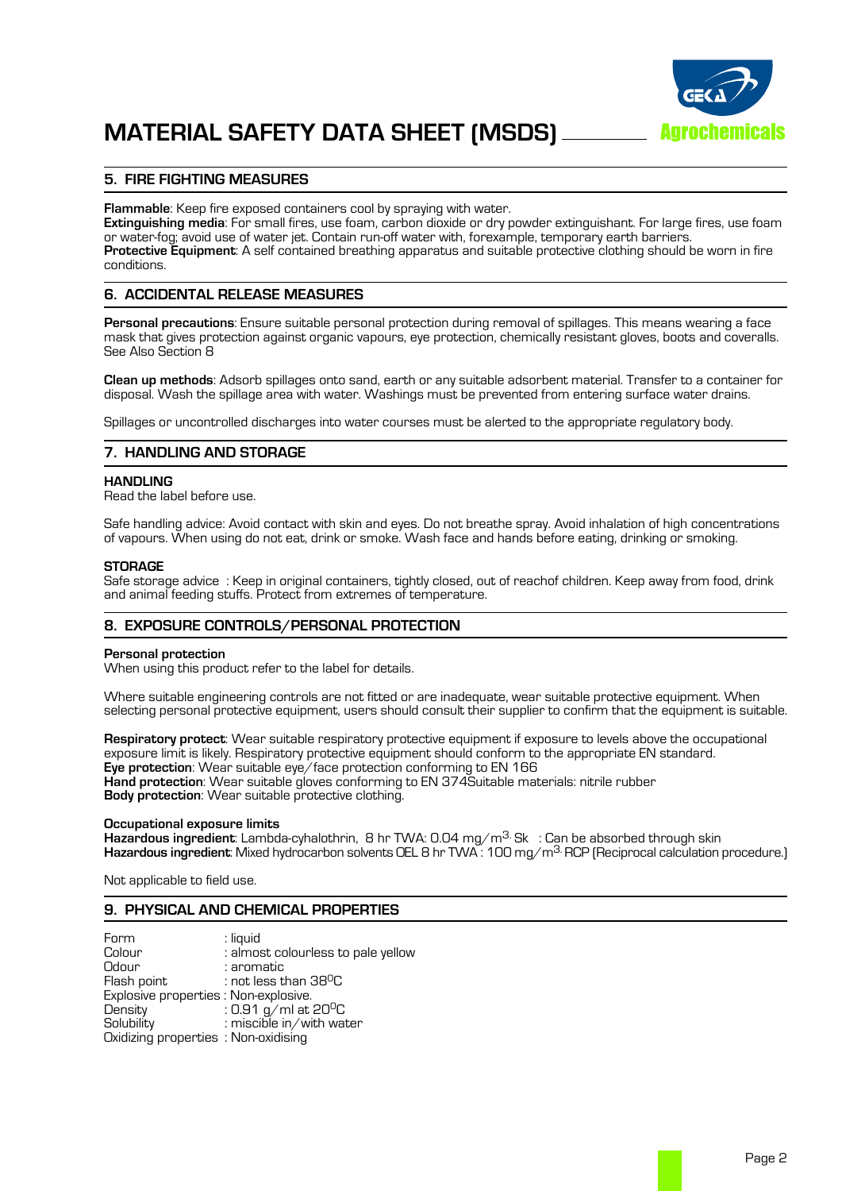## 5. FIRE FIGHTING MEASURES

**Flammable**: Keep fire exposed containers cool by spraying with water.
**Extinguishing media**: For small fires, use foam, carbon dioxide or dry powder extinguishant. For large fires, use foam or water-fog; avoid use of water jet. Contain run-off water with, forexample, temporary earth barriers.
**Protective Equipment**: A self contained breathing apparatus and suitable protective clothing should be worn in fire conditions.

## 6. ACCIDENTAL RELEASE MEASURES

**Personal precautions**: Ensure suitable personal protection during removal of spillages. This means wearing a face mask that gives protection against organic vapours, eye protection, chemically resistant gloves, boots and coveralls. See Also Section 8

**Clean up methods**: Adsorb spillages onto sand, earth or any suitable adsorbent material. Transfer to a container for disposal. Wash the spillage area with water. Washings must be prevented from entering surface water drains.

Spillages or uncontrolled discharges into water courses must be alerted to the appropriate regulatory body.

## 7. HANDLING AND STORAGE

**HANDLING**
Read the label before use.

Safe handling advice: Avoid contact with skin and eyes. Do not breathe spray. Avoid inhalation of high concentrations of vapours. When using do not eat, drink or smoke. Wash face and hands before eating, drinking or smoking.

**STORAGE**
Safe storage advice : Keep in original containers, tightly closed, out of reachof children. Keep away from food, drink and animal feeding stuffs. Protect from extremes of temperature.

## 8. EXPOSURE CONTROLS/PERSONAL PROTECTION

**Personal protection**
When using this product refer to the label for details.

Where suitable engineering controls are not fitted or are inadequate, wear suitable protective equipment. When selecting personal protective equipment, users should consult their supplier to confirm that the equipment is suitable.

**Respiratory protect**: Wear suitable respiratory protective equipment if exposure to levels above the occupational exposure limit is likely. Respiratory protective equipment should conform to the appropriate EN standard.
**Eye protection**: Wear suitable eye/face protection conforming to EN 166
**Hand protection**: Wear suitable gloves conforming to EN 374Suitable materials: nitrile rubber
**Body protection**: Wear suitable protective clothing.

**Occupational exposure limits**
**Hazardous ingredient**: Lambda-cyhalothrin, 8 hr TWA: 0.04 mg/m$^3$. Sk : Can be absorbed through skin
**Hazardous ingredient**: Mixed hydrocarbon solvents OEL 8 hr TWA : 100 mg/m$^3$. RCP (Reciprocal calculation procedure.)

Not applicable to field use.

## 9. PHYSICAL AND CHEMICAL PROPERTIES

Form : liquid
Colour : almost colourless to pale yellow
Odour : aromatic
Flash point : not less than 38$^0$C
Explosive properties : Non-explosive.
Density : 0.91 g/ml at 20$^0$C
Solubility : miscible in/with water
Oxidizing properties : Non-oxidising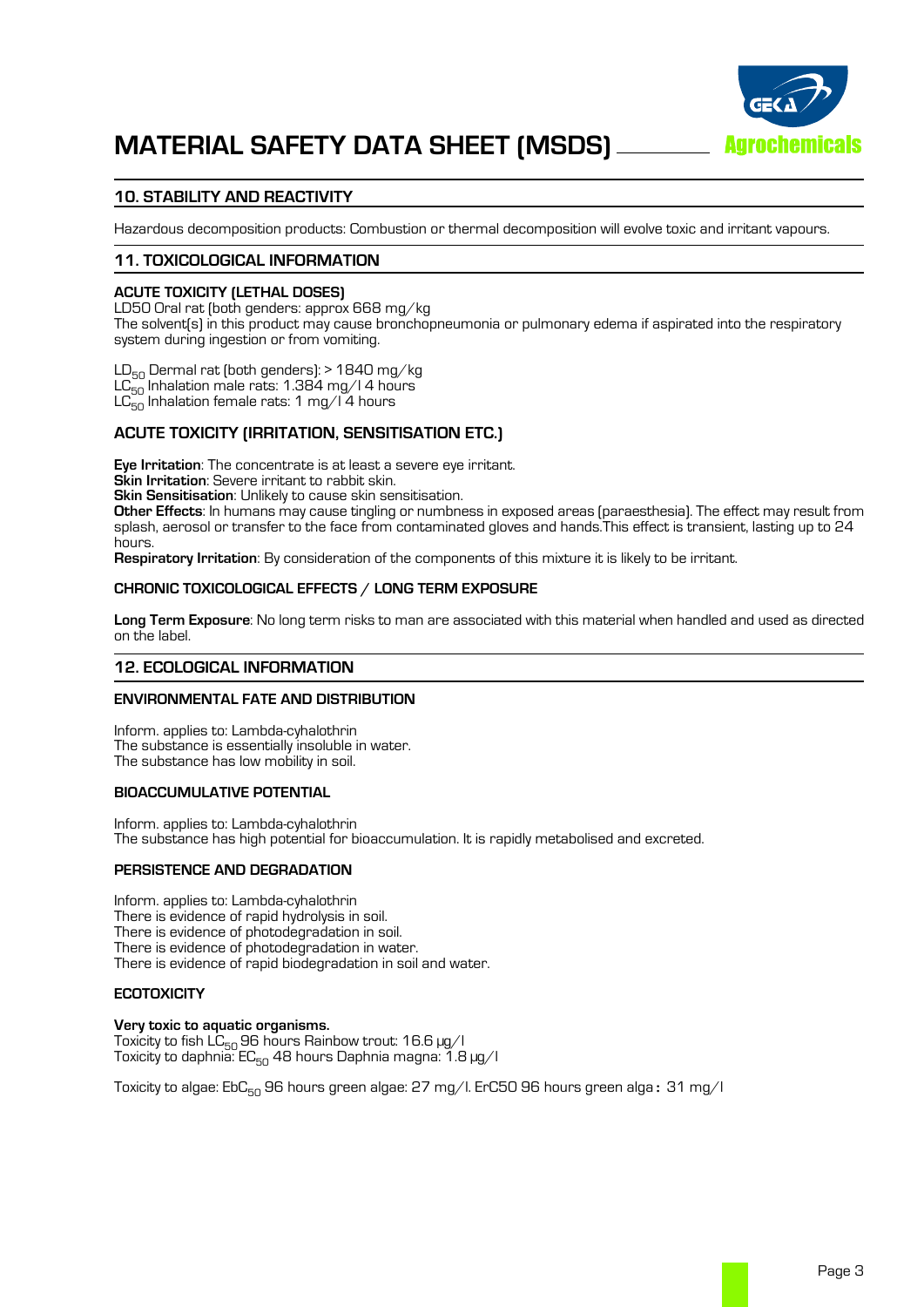## 10. STABILITY AND REACTIVITY

Hazardous decomposition products: Combustion or thermal decomposition will evolve toxic and irritant vapours.

## 11. TOXICOLOGICAL INFORMATION

### ACUTE TOXICITY (LETHAL DOSES)

LD50 Oral rat (both genders: approx 668 mg/kg
The solvent(s) in this product may cause bronchopneumonia or pulmonary edema if aspirated into the respiratory system during ingestion or from vomiting.

$LD_{50}$ Dermal rat (both genders): > 1840 mg/kg
$LC_{50}$ Inhalation male rats: 1.384 mg/l 4 hours
$LC_{50}$ Inhalation female rats: 1 mg/l 4 hours

### ACUTE TOXICITY (IRRITATION, SENSITISATION ETC.)

**Eye Irritation**: The concentrate is at least a severe eye irritant.
**Skin Irritation**: Severe irritant to rabbit skin.
**Skin Sensitisation**: Unlikely to cause skin sensitisation.
**Other Effects**: In humans may cause tingling or numbness in exposed areas (paraesthesia). The effect may result from splash, aerosol or transfer to the face from contaminated gloves and hands.This effect is transient, lasting up to 24 hours.
**Respiratory Irritation**: By consideration of the components of this mixture it is likely to be irritant.

### CHRONIC TOXICOLOGICAL EFFECTS / LONG TERM EXPOSURE

**Long Term Exposure**: No long term risks to man are associated with this material when handled and used as directed on the label.

## 12. ECOLOGICAL INFORMATION

### ENVIRONMENTAL FATE AND DISTRIBUTION

Inform. applies to: Lambda-cyhalothrin
The substance is essentially insoluble in water.
The substance has low mobility in soil.

### BIOACCUMULATIVE POTENTIAL

Inform. applies to: Lambda-cyhalothrin
The substance has high potential for bioaccumulation. It is rapidly metabolised and excreted.

### PERSISTENCE AND DEGRADATION

Inform. applies to: Lambda-cyhalothrin
There is evidence of rapid hydrolysis in soil.
There is evidence of photodegradation in soil.
There is evidence of photodegradation in water.
There is evidence of rapid biodegradation in soil and water.

### ECOTOXICITY

**Very toxic to aquatic organisms.**
Toxicity to fish $LC_{50}$ 96 hours Rainbow trout: 16.6 µg/l
Toxicity to daphnia: $EC_{50}$ 48 hours Daphnia magna: 1.8 µg/l

Toxicity to algae: $EbC_{50}$ 96 hours green algae: 27 mg/l. ErC50 96 hours green alga**:** 31 mg/l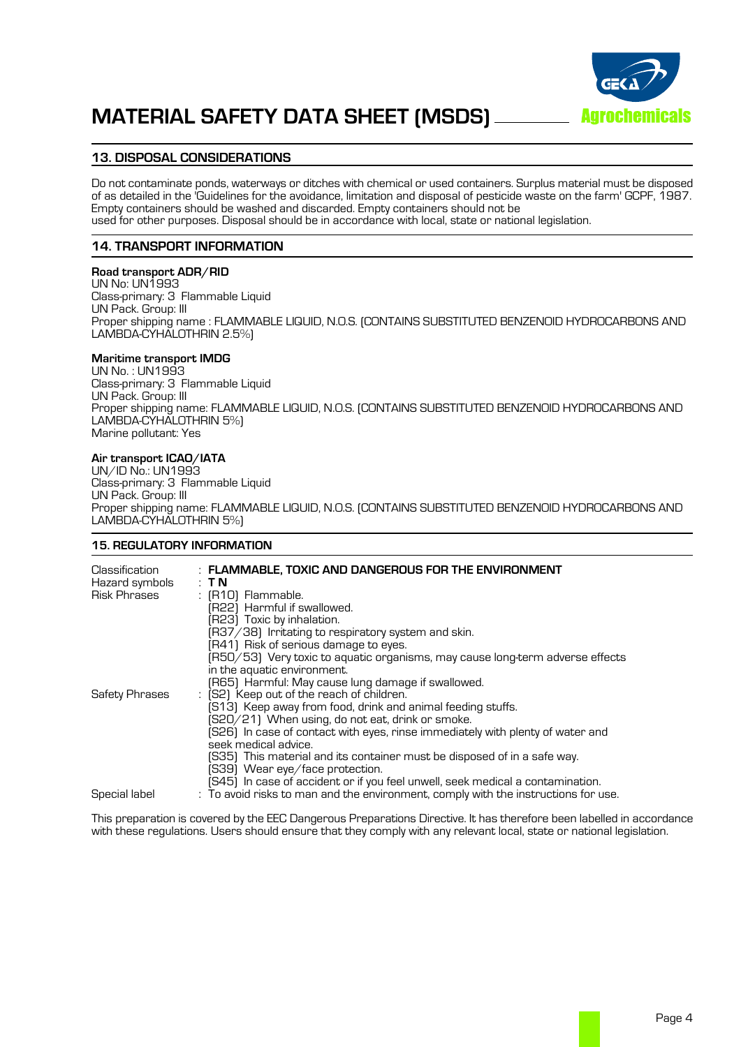## 13. DISPOSAL CONSIDERATIONS

Do not contaminate ponds, waterways or ditches with chemical or used containers. Surplus material must be disposed of as detailed in the 'Guidelines for the avoidance, limitation and disposal of pesticide waste on the farm' GCPF, 1987. Empty containers should be washed and discarded. Empty containers should not be used for other purposes. Disposal should be in accordance with local, state or national legislation.

## 14. TRANSPORT INFORMATION

**Road transport ADR/RID**
UN No: UN1993
Class-primary: 3 Flammable Liquid
UN Pack. Group: III
Proper shipping name : FLAMMABLE LIQUID, N.O.S. (CONTAINS SUBSTITUTED BENZENOID HYDROCARBONS AND LAMBDA-CYHALOTHRIN 2.5%)

**Maritime transport IMDG**
UN No. : UN1993
Class-primary: 3 Flammable Liquid
UN Pack. Group: III
Proper shipping name: FLAMMABLE LIQUID, N.O.S. (CONTAINS SUBSTITUTED BENZENOID HYDROCARBONS AND LAMBDA-CYHALOTHRIN 5%)
Marine pollutant: Yes

**Air transport ICAO/IATA**
UN/ID No.: UN1993
Class-primary: 3 Flammable Liquid
UN Pack. Group: III
Proper shipping name: FLAMMABLE LIQUID, N.O.S. (CONTAINS SUBSTITUTED BENZENOID HYDROCARBONS AND LAMBDA-CYHALOTHRIN 5%)

## 15. REGULATORY INFORMATION

| | |
|---|---|
| Classification | : **FLAMMABLE, TOXIC AND DANGEROUS FOR THE ENVIRONMENT** |
| Hazard symbols | : **T N** |
| Risk Phrases | : (R10) Flammable.<br>(R22) Harmful if swallowed.<br>(R23) Toxic by inhalation.<br>(R37/38) Irritating to respiratory system and skin.<br>(R41) Risk of serious damage to eyes.<br>(R50/53) Very toxic to aquatic organisms, may cause long-term adverse effects in the aquatic environment.<br>(R65) Harmful: May cause lung damage if swallowed. |
| Safety Phrases | : (S2) Keep out of the reach of children.<br>(S13) Keep away from food, drink and animal feeding stuffs.<br>(S20/21) When using, do not eat, drink or smoke.<br>(S26) In case of contact with eyes, rinse immediately with plenty of water and seek medical advice.<br>(S35) This material and its container must be disposed of in a safe way.<br>(S39) Wear eye/face protection.<br>(S45) In case of accident or if you feel unwell, seek medical a contamination. |
| Special label | : To avoid risks to man and the environment, comply with the instructions for use. |

This preparation is covered by the EEC Dangerous Preparations Directive. It has therefore been labelled in accordance with these regulations. Users should ensure that they comply with any relevant local, state or national legislation.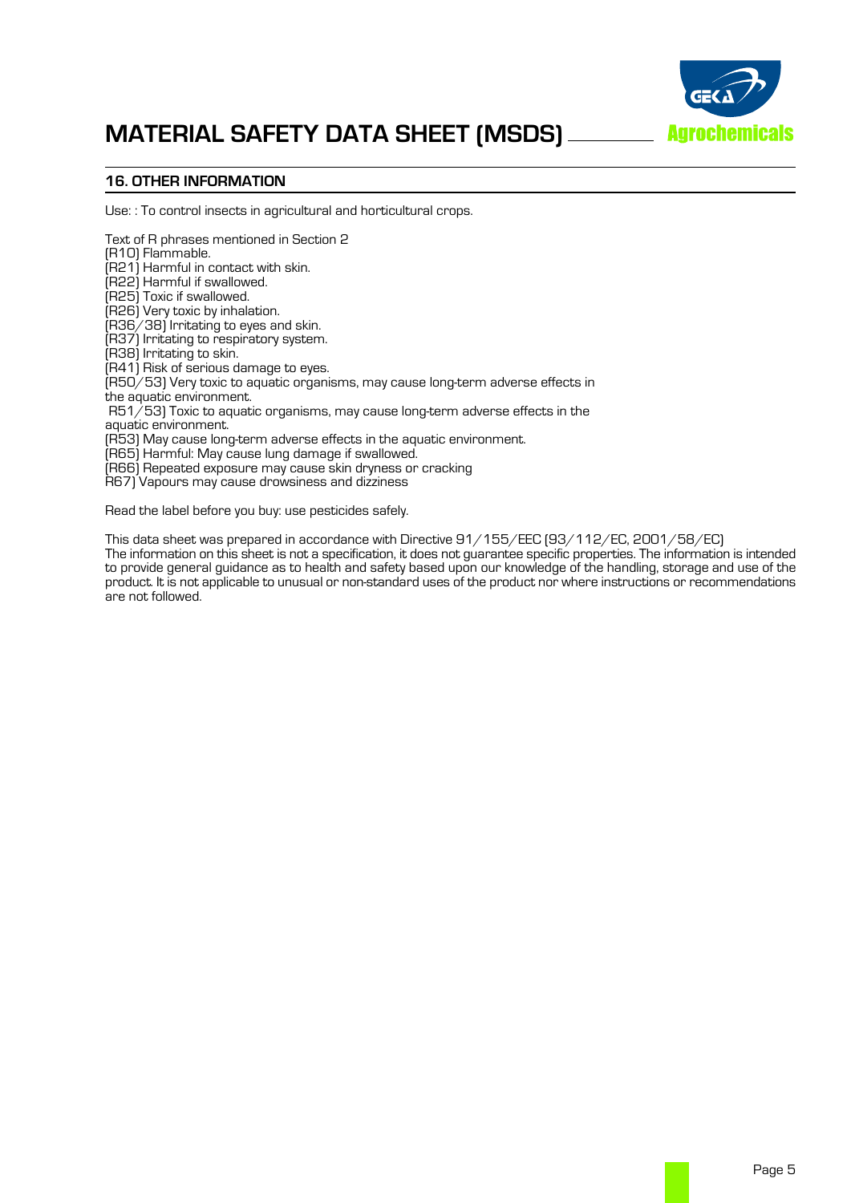## 16. OTHER INFORMATION

Use: : To control insects in agricultural and horticultural crops.

Text of R phrases mentioned in Section 2
(R10) Flammable.
(R21) Harmful in contact with skin.
(R22) Harmful if swallowed.
(R25) Toxic if swallowed.
(R26) Very toxic by inhalation.
(R36/38) Irritating to eyes and skin.
(R37) Irritating to respiratory system.
(R38) Irritating to skin.
(R41) Risk of serious damage to eyes.
(R50/53) Very toxic to aquatic organisms, may cause long-term adverse effects in the aquatic environment.
R51/53) Toxic to aquatic organisms, may cause long-term adverse effects in the aquatic environment.
(R53) May cause long-term adverse effects in the aquatic environment.
(R65) Harmful: May cause lung damage if swallowed.
(R66) Repeated exposure may cause skin dryness or cracking
R67) Vapours may cause drowsiness and dizziness

Read the label before you buy: use pesticides safely.

This data sheet was prepared in accordance with Directive 91/155/EEC (93/112/EC, 2001/58/EC)
The information on this sheet is not a specification, it does not guarantee specific properties. The information is intended to provide general guidance as to health and safety based upon our knowledge of the handling, storage and use of the product. It is not applicable to unusual or non-standard uses of the product nor where instructions or recommendations are not followed.